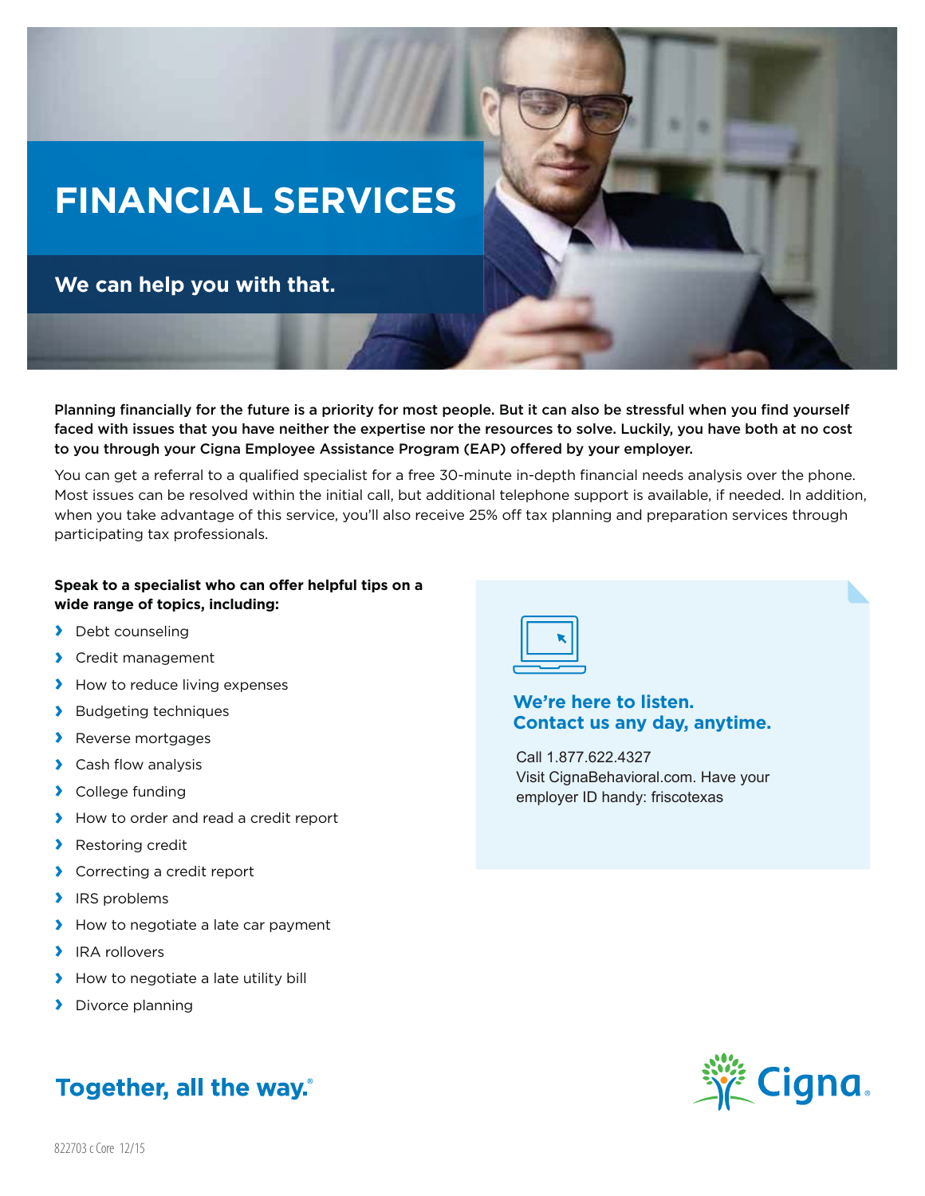# FINANCIAL SERVICES

## We can help you with that.

**Planning financially for the future is a priority for most people. But it can also be stressful when you find yourself faced with issues that you have neither the expertise nor the resources to solve. Luckily, you have both at no cost to you through your Cigna Employee Assistance Program (EAP) offered by your employer.**

You can get a referral to a qualified specialist for a free 30-minute in-depth financial needs analysis over the phone. Most issues can be resolved within the initial call, but additional telephone support is available, if needed. In addition, when you take advantage of this service, you'll also receive 25% off tax planning and preparation services through participating tax professionals.

**Speak to a specialist who can offer helpful tips on a wide range of topics, including:**

- Debt counseling
- Credit management
- How to reduce living expenses
- Budgeting techniques
- Reverse mortgages
- Cash flow analysis
- College funding
- How to order and read a credit report
- Restoring credit
- Correcting a credit report
- IRS problems
- How to negotiate a late car payment
- IRA rollovers
- How to negotiate a late utility bill
- Divorce planning

**We're here to listen.**
**Contact us any day, anytime.**

Call 1.877.622.4327
Visit CignaBehavioral.com. Have your employer ID handy: friscotexas

**Together, all the way.®**

Cigna

822703 c Core 12/15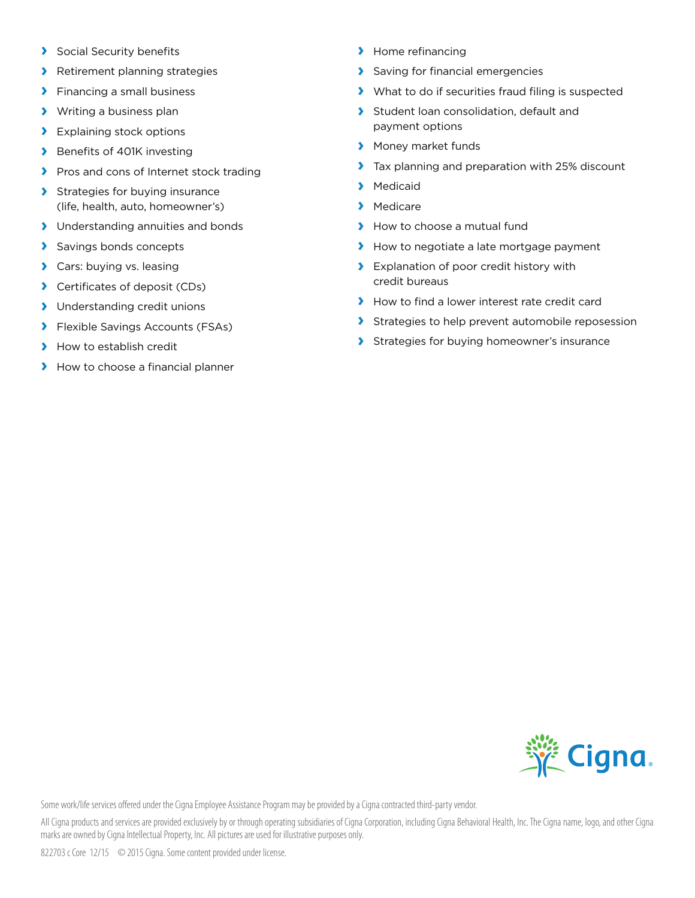- Social Security benefits
- Retirement planning strategies
- Financing a small business
- Writing a business plan
- Explaining stock options
- Benefits of 401K investing
- Pros and cons of Internet stock trading
- Strategies for buying insurance (life, health, auto, homeowner's)
- Understanding annuities and bonds
- Savings bonds concepts
- Cars: buying vs. leasing
- Certificates of deposit (CDs)
- Understanding credit unions
- Flexible Savings Accounts (FSAs)
- How to establish credit
- How to choose a financial planner
- Home refinancing
- Saving for financial emergencies
- What to do if securities fraud filing is suspected
- Student loan consolidation, default and payment options
- Money market funds
- Tax planning and preparation with 25% discount
- Medicaid
- Medicare
- How to choose a mutual fund
- How to negotiate a late mortgage payment
- Explanation of poor credit history with credit bureaus
- How to find a lower interest rate credit card
- Strategies to help prevent automobile reposession
- Strategies for buying homeowner's insurance

Cigna.

Some work/life services offered under the Cigna Employee Assistance Program may be provided by a Cigna contracted third-party vendor.

All Cigna products and services are provided exclusively by or through operating subsidiaries of Cigna Corporation, including Cigna Behavioral Health, Inc. The Cigna name, logo, and other Cigna marks are owned by Cigna Intellectual Property, Inc. All pictures are used for illustrative purposes only.

822703 c Core 12/15 © 2015 Cigna. Some content provided under license.